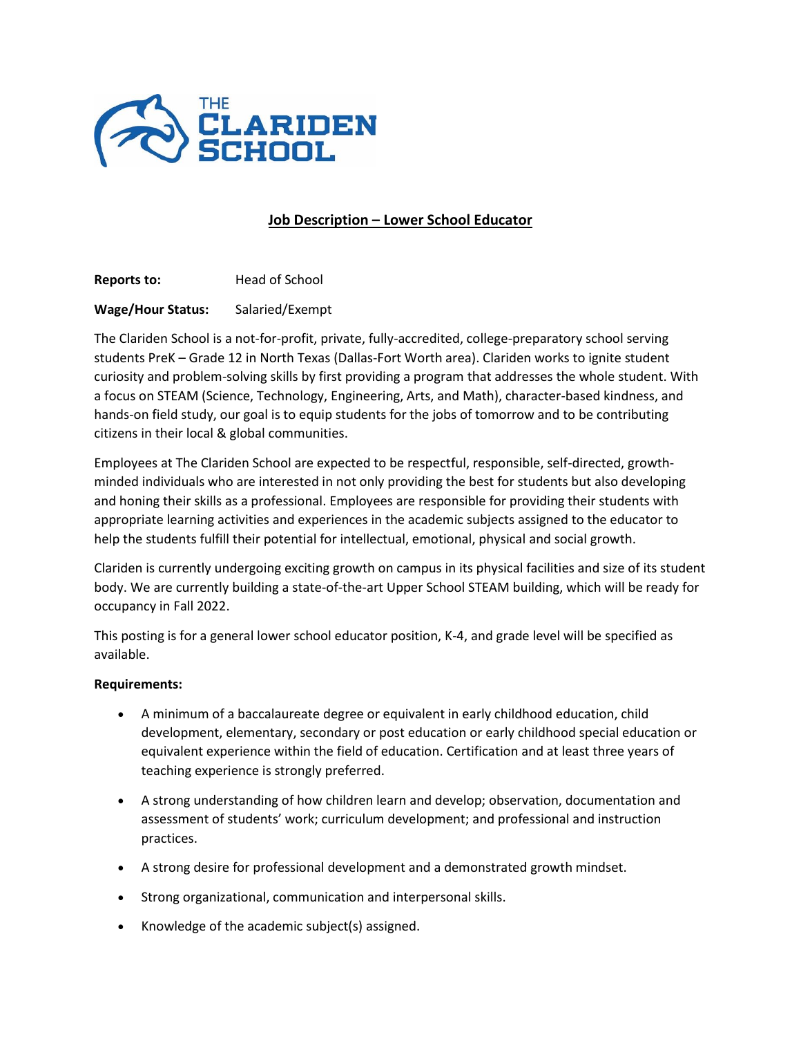THE CLARIDEN SCHOOL

# Job Description – Lower School Educator

**Reports to:** Head of School

**Wage/Hour Status:** Salaried/Exempt

The Clariden School is a not-for-profit, private, fully-accredited, college-preparatory school serving students PreK – Grade 12 in North Texas (Dallas-Fort Worth area). Clariden works to ignite student curiosity and problem-solving skills by first providing a program that addresses the whole student. With a focus on STEAM (Science, Technology, Engineering, Arts, and Math), character-based kindness, and hands-on field study, our goal is to equip students for the jobs of tomorrow and to be contributing citizens in their local & global communities.

Employees at The Clariden School are expected to be respectful, responsible, self-directed, growth-minded individuals who are interested in not only providing the best for students but also developing and honing their skills as a professional. Employees are responsible for providing their students with appropriate learning activities and experiences in the academic subjects assigned to the educator to help the students fulfill their potential for intellectual, emotional, physical and social growth.

Clariden is currently undergoing exciting growth on campus in its physical facilities and size of its student body. We are currently building a state-of-the-art Upper School STEAM building, which will be ready for occupancy in Fall 2022.

This posting is for a general lower school educator position, K-4, and grade level will be specified as available.

**Requirements:**

- A minimum of a baccalaureate degree or equivalent in early childhood education, child development, elementary, secondary or post education or early childhood special education or equivalent experience within the field of education. Certification and at least three years of teaching experience is strongly preferred.
- A strong understanding of how children learn and develop; observation, documentation and assessment of students' work; curriculum development; and professional and instruction practices.
- A strong desire for professional development and a demonstrated growth mindset.
- Strong organizational, communication and interpersonal skills.
- Knowledge of the academic subject(s) assigned.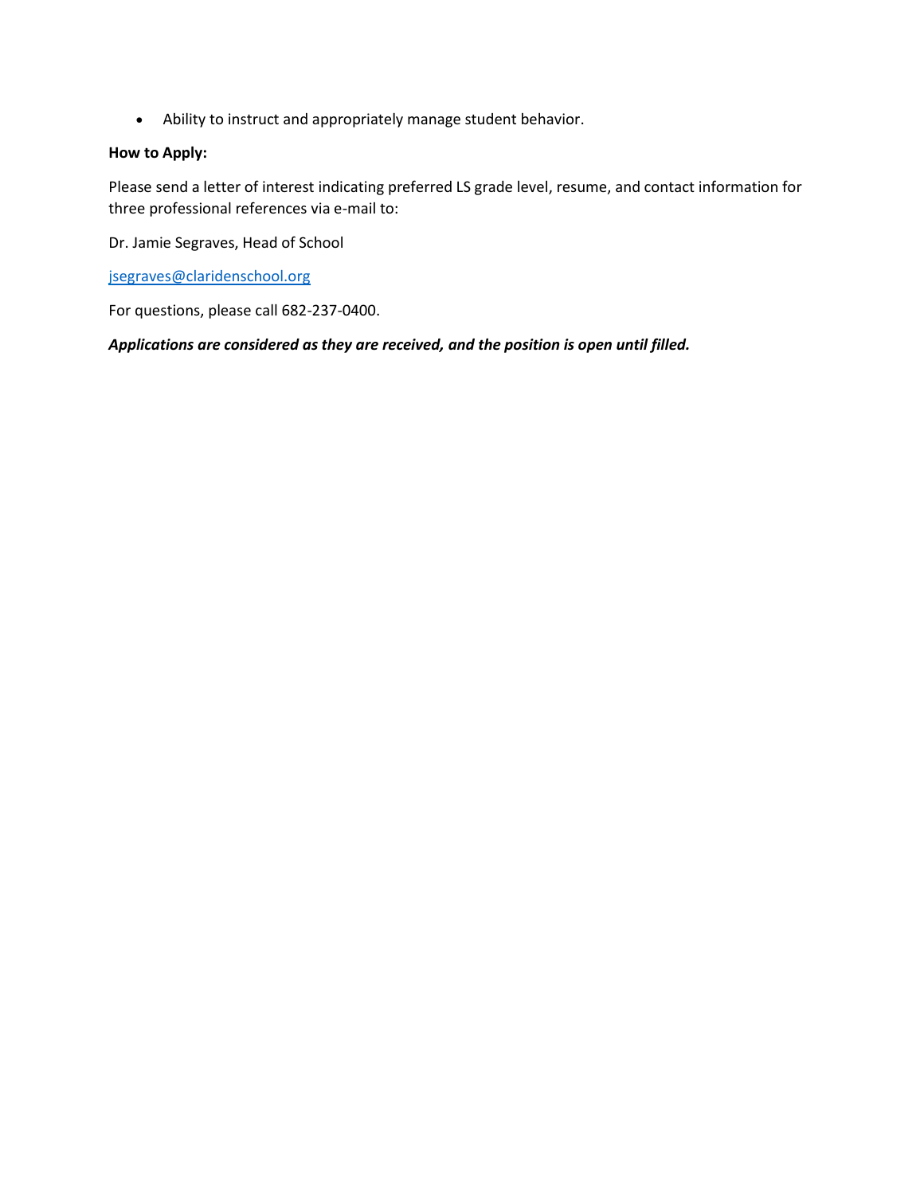- Ability to instruct and appropriately manage student behavior.

**How to Apply:**

Please send a letter of interest indicating preferred LS grade level, resume, and contact information for three professional references via e-mail to:

Dr. Jamie Segraves, Head of School

jsegraves@claridenschool.org

For questions, please call 682-237-0400.

***Applications are considered as they are received, and the position is open until filled.***